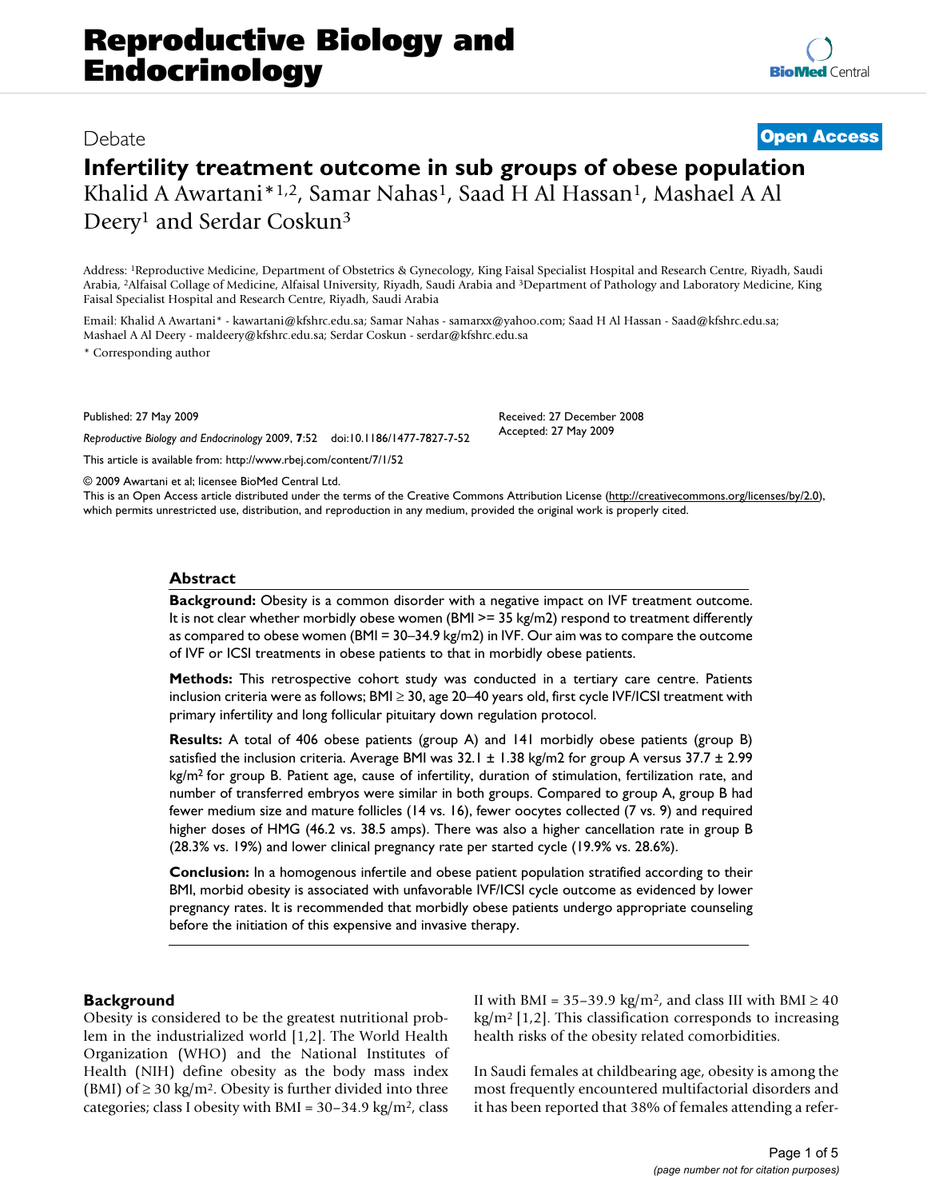# Reproductive Biology and Endocrinology

Debate

**Open Access**

## Infertility treatment outcome in sub groups of obese population

Khalid A Awartani*[1,2], Samar Nahas[1], Saad H Al Hassan[1], Mashael A Al Deery[1] and Serdar Coskun[3]

Address: [1]Reproductive Medicine, Department of Obstetrics & Gynecology, King Faisal Specialist Hospital and Research Centre, Riyadh, Saudi Arabia, [2]Alfaisal Collage of Medicine, Alfaisal University, Riyadh, Saudi Arabia and [3]Department of Pathology and Laboratory Medicine, King Faisal Specialist Hospital and Research Centre, Riyadh, Saudi Arabia

Email: Khalid A Awartani* - kawartani@kfshrc.edu.sa; Samar Nahas - samarxx@yahoo.com; Saad H Al Hassan - Saad@kfshrc.edu.sa; Mashael A Al Deery - maldeery@kfshrc.edu.sa; Serdar Coskun - serdar@kfshrc.edu.sa

* Corresponding author

Published: 27 May 2009

*Reproductive Biology and Endocrinology* 2009, **7**:52 doi:10.1186/1477-7827-7-52

Received: 27 December 2008
Accepted: 27 May 2009

This article is available from: http://www.rbej.com/content/7/1/52

© 2009 Awartani et al; licensee BioMed Central Ltd.
This is an Open Access article distributed under the terms of the Creative Commons Attribution License (http://creativecommons.org/licenses/by/2.0), which permits unrestricted use, distribution, and reproduction in any medium, provided the original work is properly cited.

### Abstract

**Background:** Obesity is a common disorder with a negative impact on IVF treatment outcome. It is not clear whether morbidly obese women (BMI >= 35 kg/m2) respond to treatment differently as compared to obese women (BMI = 30–34.9 kg/m2) in IVF. Our aim was to compare the outcome of IVF or ICSI treatments in obese patients to that in morbidly obese patients.

**Methods:** This retrospective cohort study was conducted in a tertiary care centre. Patients inclusion criteria were as follows; BMI ≥ 30, age 20–40 years old, first cycle IVF/ICSI treatment with primary infertility and long follicular pituitary down regulation protocol.

**Results:** A total of 406 obese patients (group A) and 141 morbidly obese patients (group B) satisfied the inclusion criteria. Average BMI was 32.1 ± 1.38 kg/m2 for group A versus 37.7 ± 2.99 kg/$m^2$ for group B. Patient age, cause of infertility, duration of stimulation, fertilization rate, and number of transferred embryos were similar in both groups. Compared to group A, group B had fewer medium size and mature follicles (14 vs. 16), fewer oocytes collected (7 vs. 9) and required higher doses of HMG (46.2 vs. 38.5 amps). There was also a higher cancellation rate in group B (28.3% vs. 19%) and lower clinical pregnancy rate per started cycle (19.9% vs. 28.6%).

**Conclusion:** In a homogenous infertile and obese patient population stratified according to their BMI, morbid obesity is associated with unfavorable IVF/ICSI cycle outcome as evidenced by lower pregnancy rates. It is recommended that morbidly obese patients undergo appropriate counseling before the initiation of this expensive and invasive therapy.

## Background

Obesity is considered to be the greatest nutritional problem in the industrialized world [1,2]. The World Health Organization (WHO) and the National Institutes of Health (NIH) define obesity as the body mass index (BMI) of ≥ 30 kg/$m^2$. Obesity is further divided into three categories; class I obesity with BMI = 30–34.9 kg/$m^2$, class II with BMI = 35–39.9 kg/$m^2$, and class III with BMI ≥ 40 kg/$m^2$ [1,2]. This classification corresponds to increasing health risks of the obesity related comorbidities.

In Saudi females at childbearing age, obesity is among the most frequently encountered multifactorial disorders and it has been reported that 38% of females attending a refer-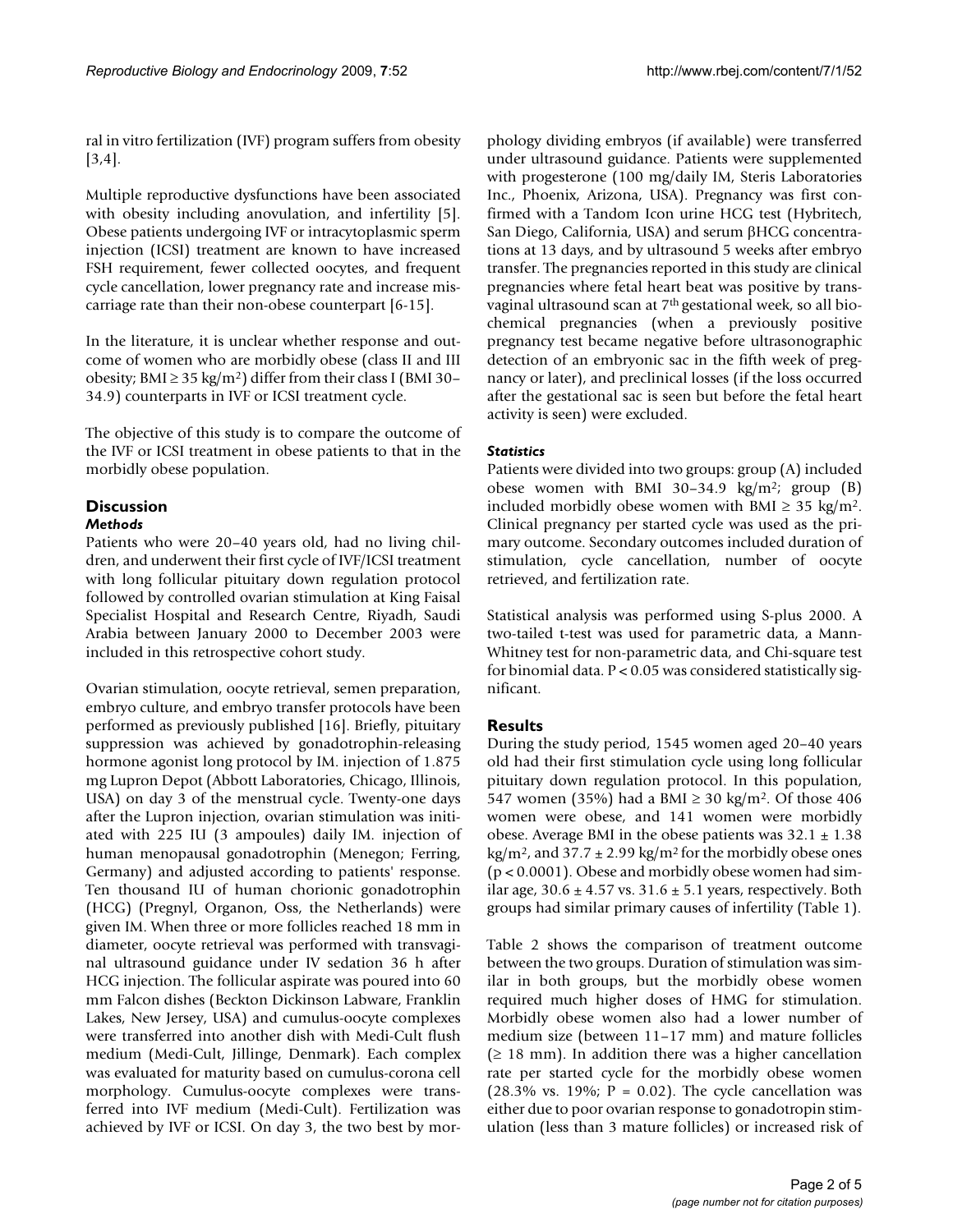ral in vitro fertilization (IVF) program suffers from obesity [3,4].

Multiple reproductive dysfunctions have been associated with obesity including anovulation, and infertility [5]. Obese patients undergoing IVF or intracytoplasmic sperm injection (ICSI) treatment are known to have increased FSH requirement, fewer collected oocytes, and frequent cycle cancellation, lower pregnancy rate and increase miscarriage rate than their non-obese counterpart [6-15].

In the literature, it is unclear whether response and outcome of women who are morbidly obese (class II and III obesity; BMI ≥ 35 kg/m$^2$) differ from their class I (BMI 30–34.9) counterparts in IVF or ICSI treatment cycle.

The objective of this study is to compare the outcome of the IVF or ICSI treatment in obese patients to that in the morbidly obese population.

## Discussion

### Methods

Patients who were 20–40 years old, had no living children, and underwent their first cycle of IVF/ICSI treatment with long follicular pituitary down regulation protocol followed by controlled ovarian stimulation at King Faisal Specialist Hospital and Research Centre, Riyadh, Saudi Arabia between January 2000 to December 2003 were included in this retrospective cohort study.

Ovarian stimulation, oocyte retrieval, semen preparation, embryo culture, and embryo transfer protocols have been performed as previously published [16]. Briefly, pituitary suppression was achieved by gonadotrophin-releasing hormone agonist long protocol by IM. injection of 1.875 mg Lupron Depot (Abbott Laboratories, Chicago, Illinois, USA) on day 3 of the menstrual cycle. Twenty-one days after the Lupron injection, ovarian stimulation was initiated with 225 IU (3 ampoules) daily IM. injection of human menopausal gonadotrophin (Menegon; Ferring, Germany) and adjusted according to patients' response. Ten thousand IU of human chorionic gonadotrophin (HCG) (Pregnyl, Organon, Oss, the Netherlands) were given IM. When three or more follicles reached 18 mm in diameter, oocyte retrieval was performed with transvaginal ultrasound guidance under IV sedation 36 h after HCG injection. The follicular aspirate was poured into 60 mm Falcon dishes (Beckton Dickinson Labware, Franklin Lakes, New Jersey, USA) and cumulus-oocyte complexes were transferred into another dish with Medi-Cult flush medium (Medi-Cult, Jillinge, Denmark). Each complex was evaluated for maturity based on cumulus-corona cell morphology. Cumulus-oocyte complexes were transferred into IVF medium (Medi-Cult). Fertilization was achieved by IVF or ICSI. On day 3, the two best by morphology dividing embryos (if available) were transferred under ultrasound guidance. Patients were supplemented with progesterone (100 mg/daily IM, Steris Laboratories Inc., Phoenix, Arizona, USA). Pregnancy was first confirmed with a Tandom Icon urine HCG test (Hybritech, San Diego, California, USA) and serum βHCG concentrations at 13 days, and by ultrasound 5 weeks after embryo transfer. The pregnancies reported in this study are clinical pregnancies where fetal heart beat was positive by transvaginal ultrasound scan at 7$^{th}$ gestational week, so all biochemical pregnancies (when a previously positive pregnancy test became negative before ultrasonographic detection of an embryonic sac in the fifth week of pregnancy or later), and preclinical losses (if the loss occurred after the gestational sac is seen but before the fetal heart activity is seen) were excluded.

### Statistics

Patients were divided into two groups: group (A) included obese women with BMI 30–34.9 kg/m$^2$; group (B) included morbidly obese women with BMI ≥ 35 kg/m$^2$. Clinical pregnancy per started cycle was used as the primary outcome. Secondary outcomes included duration of stimulation, cycle cancellation, number of oocyte retrieved, and fertilization rate.

Statistical analysis was performed using S-plus 2000. A two-tailed t-test was used for parametric data, a Mann-Whitney test for non-parametric data, and Chi-square test for binomial data. $P < 0.05$ was considered statistically significant.

## Results

During the study period, 1545 women aged 20–40 years old had their first stimulation cycle using long follicular pituitary down regulation protocol. In this population, 547 women (35%) had a BMI ≥ 30 kg/m$^2$. Of those 406 women were obese, and 141 women were morbidly obese. Average BMI in the obese patients was 32.1 ± 1.38 kg/m$^2$, and 37.7 ± 2.99 kg/m$^2$ for the morbidly obese ones ($p < 0.0001$). Obese and morbidly obese women had similar age, 30.6 ± 4.57 vs. 31.6 ± 5.1 years, respectively. Both groups had similar primary causes of infertility (Table 1).

Table 2 shows the comparison of treatment outcome between the two groups. Duration of stimulation was similar in both groups, but the morbidly obese women required much higher doses of HMG for stimulation. Morbidly obese women also had a lower number of medium size (between 11–17 mm) and mature follicles (≥ 18 mm). In addition there was a higher cancellation rate per started cycle for the morbidly obese women (28.3% vs. 19%; $P = 0.02$). The cycle cancellation was either due to poor ovarian response to gonadotropin stimulation (less than 3 mature follicles) or increased risk of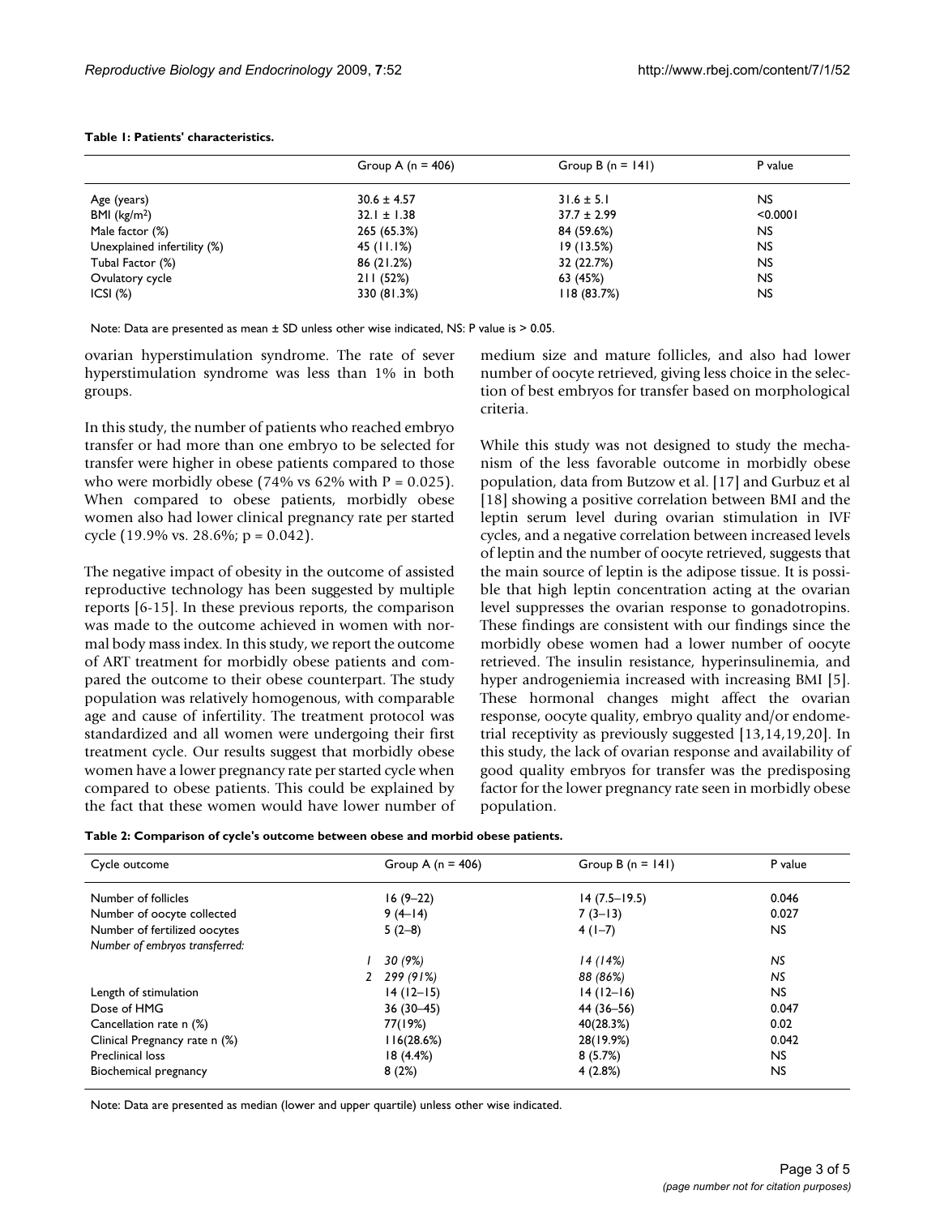**Table 1: Patients' characteristics.**

| | Group A (n = 406) | Group B (n = 141) | P value |
|---|---|---|---|
| Age (years) | 30.6 ± 4.57 | 31.6 ± 5.1 | NS |
| BMI (kg/m$^2$) | 32.1 ± 1.38 | 37.7 ± 2.99 | <0.0001 |
| Male factor (%) | 265 (65.3%) | 84 (59.6%) | NS |
| Unexplained infertility (%) | 45 (11.1%) | 19 (13.5%) | NS |
| Tubal Factor (%) | 86 (21.2%) | 32 (22.7%) | NS |
| Ovulatory cycle | 211 (52%) | 63 (45%) | NS |
| ICSI (%) | 330 (81.3%) | 118 (83.7%) | NS |

Note: Data are presented as mean ± SD unless other wise indicated, NS: P value is > 0.05.

ovarian hyperstimulation syndrome. The rate of sever hyperstimulation syndrome was less than 1% in both groups.

In this study, the number of patients who reached embryo transfer or had more than one embryo to be selected for transfer were higher in obese patients compared to those who were morbidly obese (74% vs 62% with P = 0.025). When compared to obese patients, morbidly obese women also had lower clinical pregnancy rate per started cycle (19.9% vs. 28.6%; p = 0.042).

The negative impact of obesity in the outcome of assisted reproductive technology has been suggested by multiple reports [6-15]. In these previous reports, the comparison was made to the outcome achieved in women with normal body mass index. In this study, we report the outcome of ART treatment for morbidly obese patients and compared the outcome to their obese counterpart. The study population was relatively homogenous, with comparable age and cause of infertility. The treatment protocol was standardized and all women were undergoing their first treatment cycle. Our results suggest that morbidly obese women have a lower pregnancy rate per started cycle when compared to obese patients. This could be explained by the fact that these women would have lower number of medium size and mature follicles, and also had lower number of oocyte retrieved, giving less choice in the selection of best embryos for transfer based on morphological criteria.

While this study was not designed to study the mechanism of the less favorable outcome in morbidly obese population, data from Butzow et al. [17] and Gurbuz et al [18] showing a positive correlation between BMI and the leptin serum level during ovarian stimulation in IVF cycles, and a negative correlation between increased levels of leptin and the number of oocyte retrieved, suggests that the main source of leptin is the adipose tissue. It is possible that high leptin concentration acting at the ovarian level suppresses the ovarian response to gonadotropins. These findings are consistent with our findings since the morbidly obese women had a lower number of oocyte retrieved. The insulin resistance, hyperinsulinemia, and hyper androgeniemia increased with increasing BMI [5]. These hormonal changes might affect the ovarian response, oocyte quality, embryo quality and/or endometrial receptivity as previously suggested [13,14,19,20]. In this study, the lack of ovarian response and availability of good quality embryos for transfer was the predisposing factor for the lower pregnancy rate seen in morbidly obese population.

**Table 2: Comparison of cycle's outcome between obese and morbid obese patients.**

| Cycle outcome | Group A (n = 406) | Group B (n = 141) | P value |
|---|---|---|---|
| Number of follicles | 16 (9–22) | 14 (7.5–19.5) | 0.046 |
| Number of oocyte collected | 9 (4–14) | 7 (3–13) | 0.027 |
| Number of fertilized oocytes | 5 (2–8) | 4 (1–7) | NS |
| *Number of embryos transferred:* | | | |
| *1* | *30 (9%)* | *14 (14%)* | *NS* |
| *2* | *299 (91%)* | *88 (86%)* | *NS* |
| Length of stimulation | 14 (12–15) | 14 (12–16) | NS |
| Dose of HMG | 36 (30–45) | 44 (36–56) | 0.047 |
| Cancellation rate n (%) | 77(19%) | 40(28.3%) | 0.02 |
| Clinical Pregnancy rate n (%) | 116(28.6%) | 28(19.9%) | 0.042 |
| Preclinical loss | 18 (4.4%) | 8 (5.7%) | NS |
| Biochemical pregnancy | 8 (2%) | 4 (2.8%) | NS |

Note: Data are presented as median (lower and upper quartile) unless other wise indicated.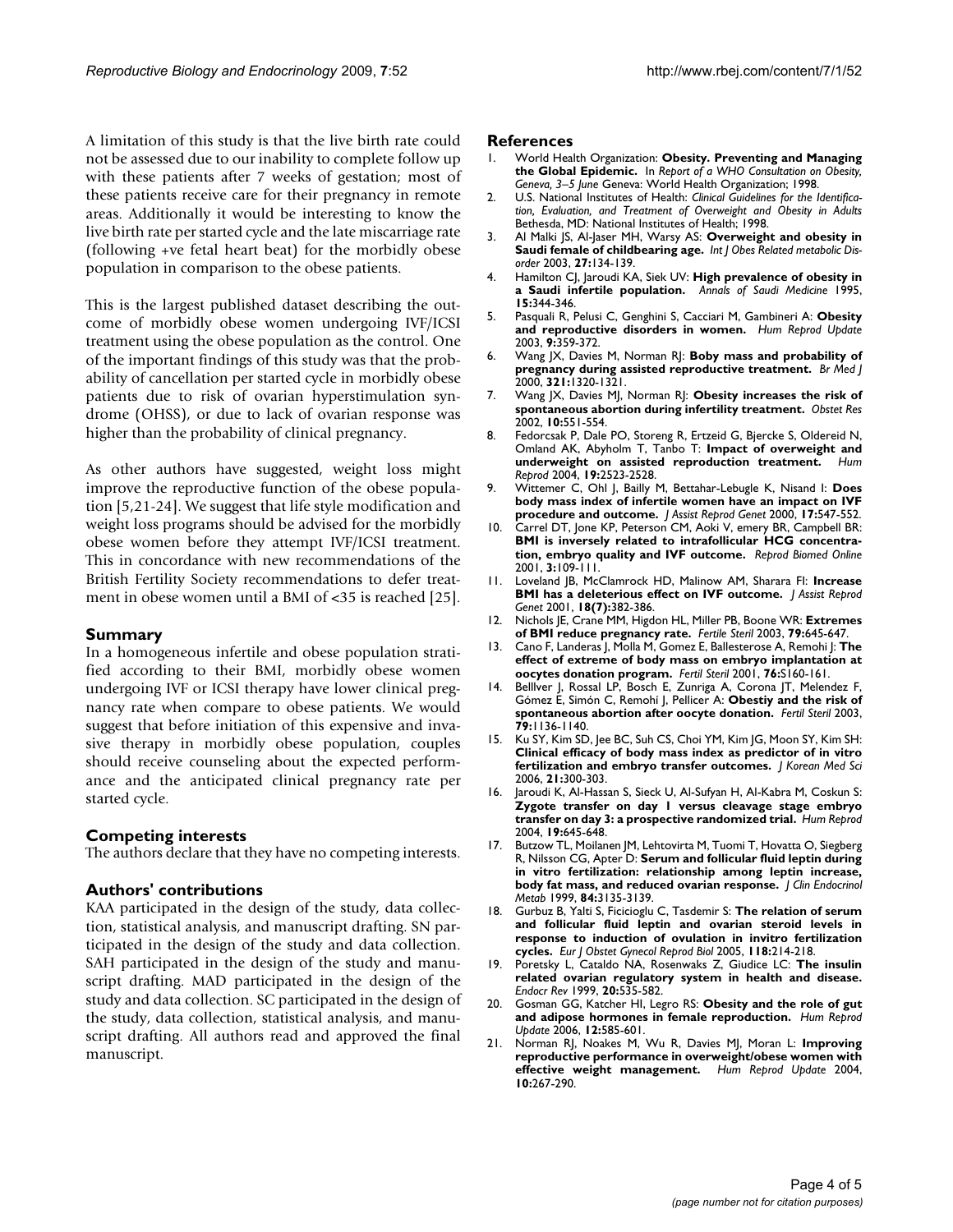A limitation of this study is that the live birth rate could not be assessed due to our inability to complete follow up with these patients after 7 weeks of gestation; most of these patients receive care for their pregnancy in remote areas. Additionally it would be interesting to know the live birth rate per started cycle and the late miscarriage rate (following +ve fetal heart beat) for the morbidly obese population in comparison to the obese patients.

This is the largest published dataset describing the outcome of morbidly obese women undergoing IVF/ICSI treatment using the obese population as the control. One of the important findings of this study was that the probability of cancellation per started cycle in morbidly obese patients due to risk of ovarian hyperstimulation syndrome (OHSS), or due to lack of ovarian response was higher than the probability of clinical pregnancy.

As other authors have suggested, weight loss might improve the reproductive function of the obese population [5,21-24]. We suggest that life style modification and weight loss programs should be advised for the morbidly obese women before they attempt IVF/ICSI treatment. This in concordance with new recommendations of the British Fertility Society recommendations to defer treatment in obese women until a BMI of <35 is reached [25].

## Summary

In a homogeneous infertile and obese population stratified according to their BMI, morbidly obese women undergoing IVF or ICSI therapy have lower clinical pregnancy rate when compare to obese patients. We would suggest that before initiation of this expensive and invasive therapy in morbidly obese population, couples should receive counseling about the expected performance and the anticipated clinical pregnancy rate per started cycle.

## Competing interests

The authors declare that they have no competing interests.

## Authors' contributions

KAA participated in the design of the study, data collection, statistical analysis, and manuscript drafting. SN participated in the design of the study and data collection. SAH participated in the design of the study and manuscript drafting. MAD participated in the design of the study and data collection. SC participated in the design of the study, data collection, statistical analysis, and manuscript drafting. All authors read and approved the final manuscript.

## References

1. World Health Organization: **Obesity. Preventing and Managing the Global Epidemic.** In *Report of a WHO Consultation on Obesity, Geneva, 3–5 June* Geneva: World Health Organization; 1998.
2. U.S. National Institutes of Health: *Clinical Guidelines for the Identification, Evaluation, and Treatment of Overweight and Obesity in Adults* Bethesda, MD: National Institutes of Health; 1998.
3. Al Malki JS, Al-Jaser MH, Warsy AS: **Overweight and obesity in Saudi female of childbearing age.** *Int J Obes Related metabolic Disorder* 2003, **27:**134-139.
4. Hamilton CJ, Jaroudi KA, Siek UV: **High prevalence of obesity in a Saudi infertile population.** *Annals of Saudi Medicine* 1995, **15:**344-346.
5. Pasquali R, Pelusi C, Genghini S, Cacciari M, Gambineri A: **Obesity and reproductive disorders in women.** *Hum Reprod Update* 2003, **9:**359-372.
6. Wang JX, Davies M, Norman RJ: **Boby mass and probability of pregnancy during assisted reproductive treatment.** *Br Med J* 2000, **321:**1320-1321.
7. Wang JX, Davies MJ, Norman RJ: **Obesity increases the risk of spontaneous abortion during infertility treatment.** *Obstet Res* 2002, **10:**551-554.
8. Fedorcsak P, Dale PO, Storeng R, Ertzeid G, Bjercke S, Oldereid N, Omland AK, Abyholm T, Tanbo T: **Impact of overweight and underweight on assisted reproduction treatment.** *Hum Reprod* 2004, **19:**2523-2528.
9. Wittemer C, Ohl J, Bailly M, Bettahar-Lebugle K, Nisand I: **Does body mass index of infertile women have an impact on IVF procedure and outcome.** *J Assist Reprod Genet* 2000, **17:**547-552.
10. Carrel DT, Jone KP, Peterson CM, Aoki V, emery BR, Campbell BR: **BMI is inversely related to intrafollicular HCG concentration, embryo quality and IVF outcome.** *Reprod Biomed Online* 2001, **3:**109-111.
11. Loveland JB, McClamrock HD, Malinow AM, Sharara FI: **Increase BMI has a deleterious effect on IVF outcome.** *J Assist Reprod Genet* 2001, **18(7):**382-386.
12. Nichols JE, Crane MM, Higdon HL, Miller PB, Boone WR: **Extremes of BMI reduce pregnancy rate.** *Fertile Steril* 2003, **79:**645-647.
13. Cano F, Landeras J, Molla M, Gomez E, Ballesterose A, Remohi J: **The effect of extreme of body mass on embryo implantation at oocytes donation program.** *Fertil Steril* 2001, **76:**S160-161.
14. Belllver J, Rossal LP, Bosch E, Zunriga A, Corona JT, Melendez F, Gómez E, Simón C, Remohí J, Pellicer A: **Obestiy and the risk of spontaneous abortion after oocyte donation.** *Fertil Steril* 2003, **79:**1136-1140.
15. Ku SY, Kim SD, Jee BC, Suh CS, Choi YM, Kim JG, Moon SY, Kim SH: **Clinical efficacy of body mass index as predictor of in vitro fertilization and embryo transfer outcomes.** *J Korean Med Sci* 2006, **21:**300-303.
16. Jaroudi K, Al-Hassan S, Sieck U, Al-Sufyan H, Al-Kabra M, Coskun S: **Zygote transfer on day 1 versus cleavage stage embryo transfer on day 3: a prospective randomized trial.** *Hum Reprod* 2004, **19:**645-648.
17. Butzow TL, Moilanen JM, Lehtovirta M, Tuomi T, Hovatta O, Siegberg R, Nilsson CG, Apter D: **Serum and follicular fluid leptin during in vitro fertilization: relationship among leptin increase, body fat mass, and reduced ovarian response.** *J Clin Endocrinol Metab* 1999, **84:**3135-3139.
18. Gurbuz B, Yalti S, Ficicioglu C, Tasdemir S: **The relation of serum and follicular fluid leptin and ovarian steroid levels in response to induction of ovulation in invitro fertilization cycles.** *Eur J Obstet Gynecol Reprod Biol* 2005, **118:**214-218.
19. Poretsky L, Cataldo NA, Rosenwaks Z, Giudice LC: **The insulin related ovarian regulatory system in health and disease.** *Endocr Rev* 1999, **20:**535-582.
20. Gosman GG, Katcher HI, Legro RS: **Obesity and the role of gut and adipose hormones in female reproduction.** *Hum Reprod Update* 2006, **12:**585-601.
21. Norman RJ, Noakes M, Wu R, Davies MJ, Moran L: **Improving reproductive performance in overweight/obese women with effective weight management.** *Hum Reprod Update* 2004, **10:**267-290.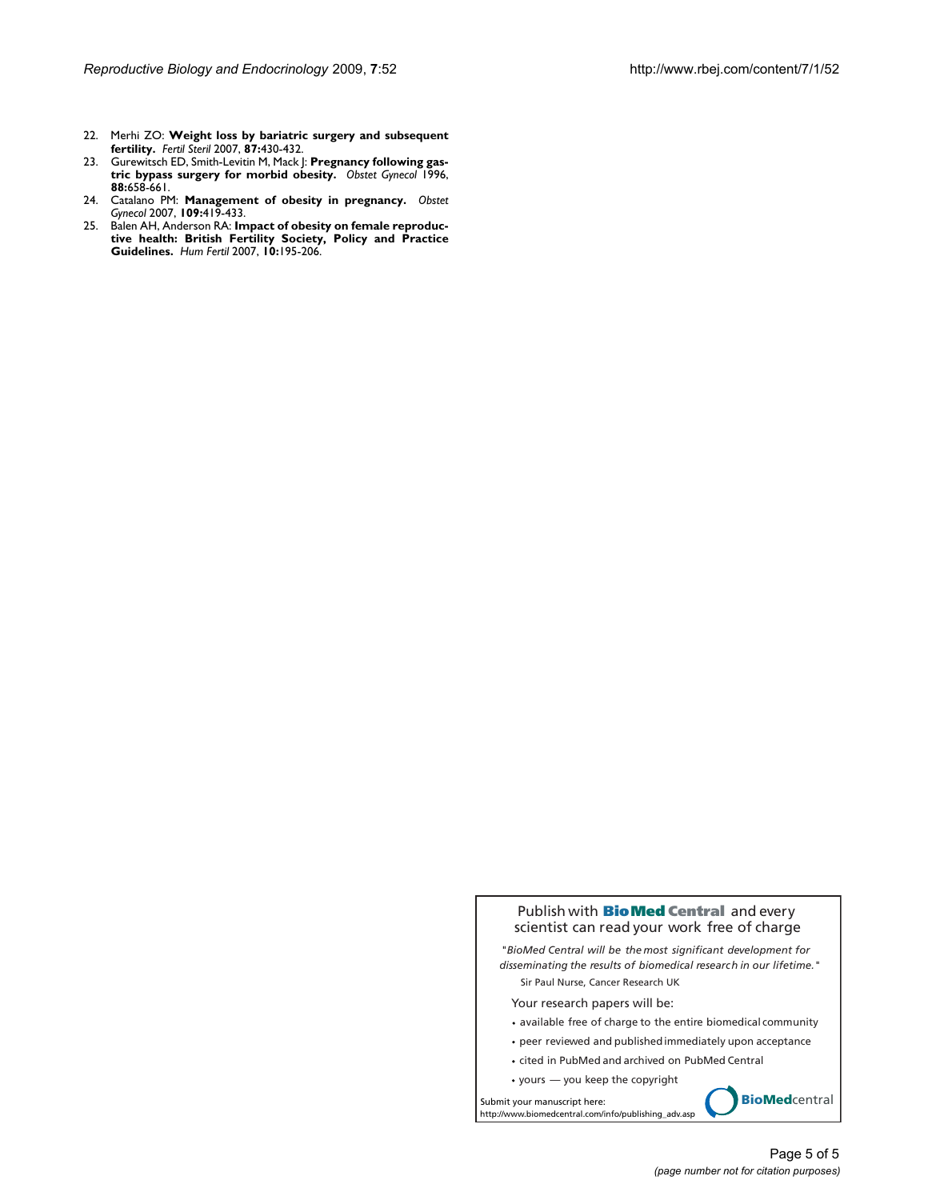22. Merhi ZO: **Weight loss by bariatric surgery and subsequent fertility.** *Fertil Steril* 2007, **87:**430-432.
23. Gurewitsch ED, Smith-Levitin M, Mack J: **Pregnancy following gastric bypass surgery for morbid obesity.** *Obstet Gynecol* 1996, **88:**658-661.
24. Catalano PM: **Management of obesity in pregnancy.** *Obstet Gynecol* 2007, **109:**419-433.
25. Balen AH, Anderson RA: **Impact of obesity on female reproductive health: British Fertility Society, Policy and Practice Guidelines.** *Hum Fertil* 2007, **10:**195-206.

Publish with **BioMed Central** and every scientist can read your work free of charge

*"BioMed Central will be the most significant development for disseminating the results of biomedical research in our lifetime."*

Sir Paul Nurse, Cancer Research UK

Your research papers will be:

- available free of charge to the entire biomedical community
- peer reviewed and published immediately upon acceptance
- cited in PubMed and archived on PubMed Central
- yours — you keep the copyright

Submit your manuscript here:
http://www.biomedcentral.com/info/publishing_adv.asp

**BioMed**central